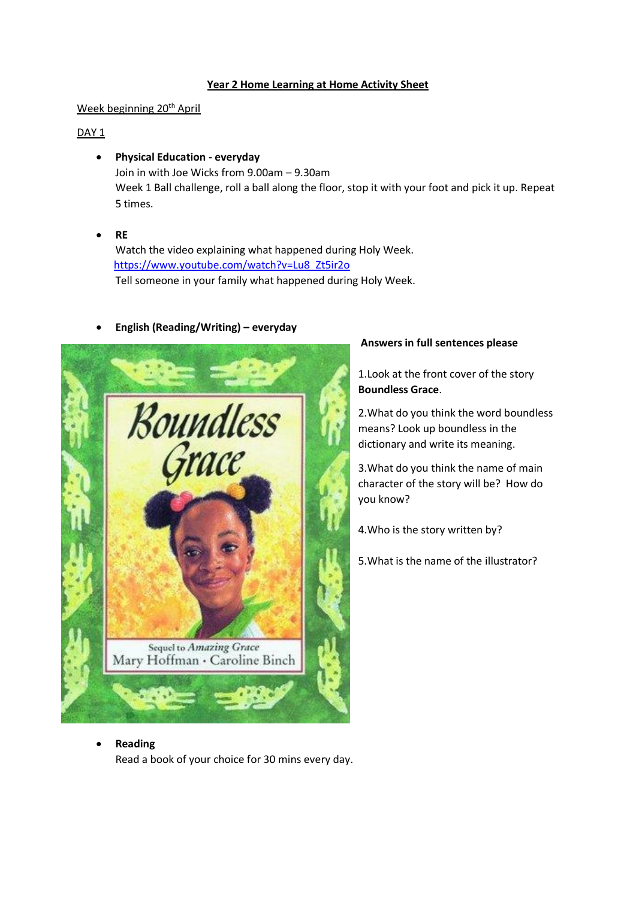**Year 2 Home Learning at Home Activity Sheet**

Week beginning 20th April

DAY 1

- **Physical Education - everyday**
  Join in with Joe Wicks from 9.00am – 9.30am
  Week 1 Ball challenge, roll a ball along the floor, stop it with your foot and pick it up. Repeat 5 times.

- **RE**
  Watch the video explaining what happened during Holy Week.
  https://www.youtube.com/watch?v=Lu8_Zt5ir2o
  Tell someone in your family what happened during Holy Week.

- **English (Reading/Writing) – everyday**

Boundless Grace

Sequel to Amazing Grace

Mary Hoffman · Caroline Binch

**Answers in full sentences please**

1.Look at the front cover of the story **Boundless Grace**.

2.What do you think the word boundless means? Look up boundless in the dictionary and write its meaning.

3.What do you think the name of main character of the story will be? How do you know?

4.Who is the story written by?

5.What is the name of the illustrator?

- **Reading**
  Read a book of your choice for 30 mins every day.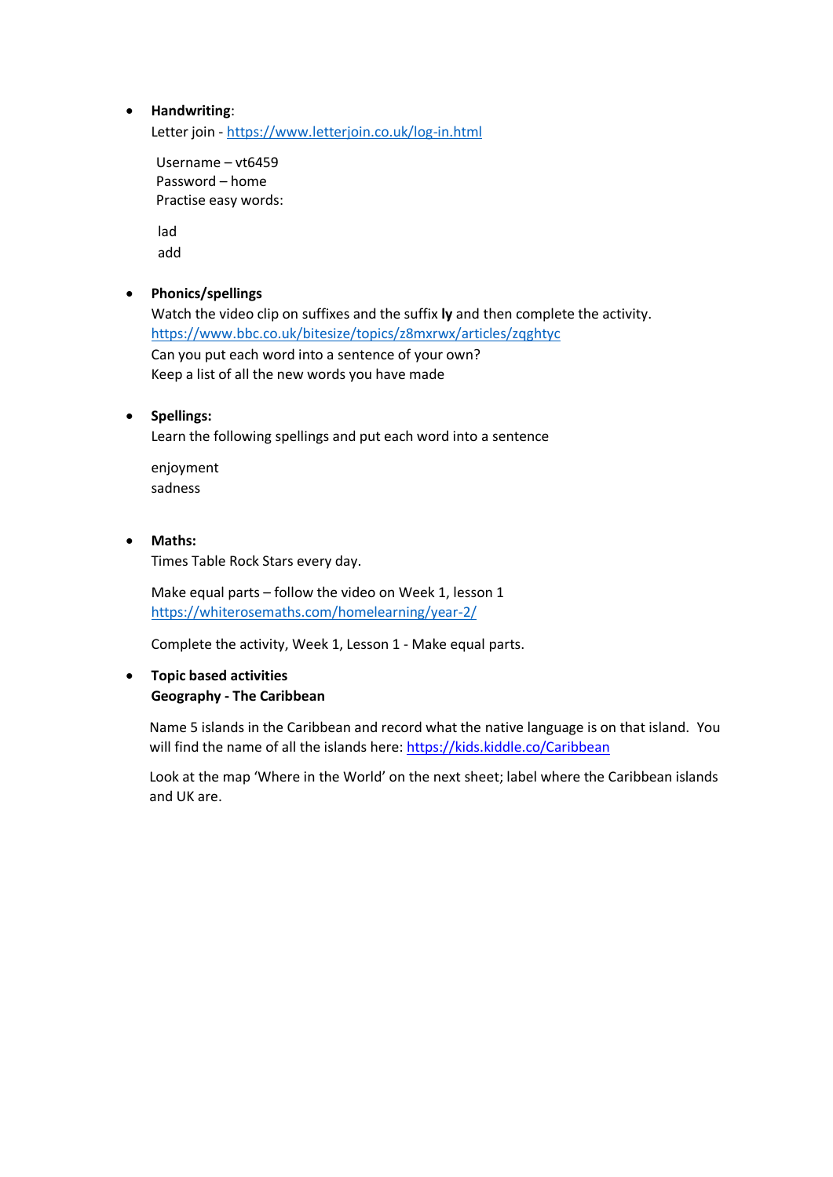- **Handwriting**:

  Letter join - https://www.letterjoin.co.uk/log-in.html

  Username – vt6459
  Password – home
  Practise easy words:

  lad
  add

- **Phonics/spellings**

  Watch the video clip on suffixes and the suffix **ly** and then complete the activity.
  https://www.bbc.co.uk/bitesize/topics/z8mxrwx/articles/zqghtyc
  Can you put each word into a sentence of your own?
  Keep a list of all the new words you have made

- **Spellings:**

  Learn the following spellings and put each word into a sentence

  enjoyment
  sadness

- **Maths:**

  Times Table Rock Stars every day.

  Make equal parts – follow the video on Week 1, lesson 1
  https://whiterosemaths.com/homelearning/year-2/

  Complete the activity, Week 1, Lesson 1 - Make equal parts.

- **Topic based activities**

  **Geography - The Caribbean**

  Name 5 islands in the Caribbean and record what the native language is on that island. You will find the name of all the islands here: https://kids.kiddle.co/Caribbean

  Look at the map 'Where in the World' on the next sheet; label where the Caribbean islands and UK are.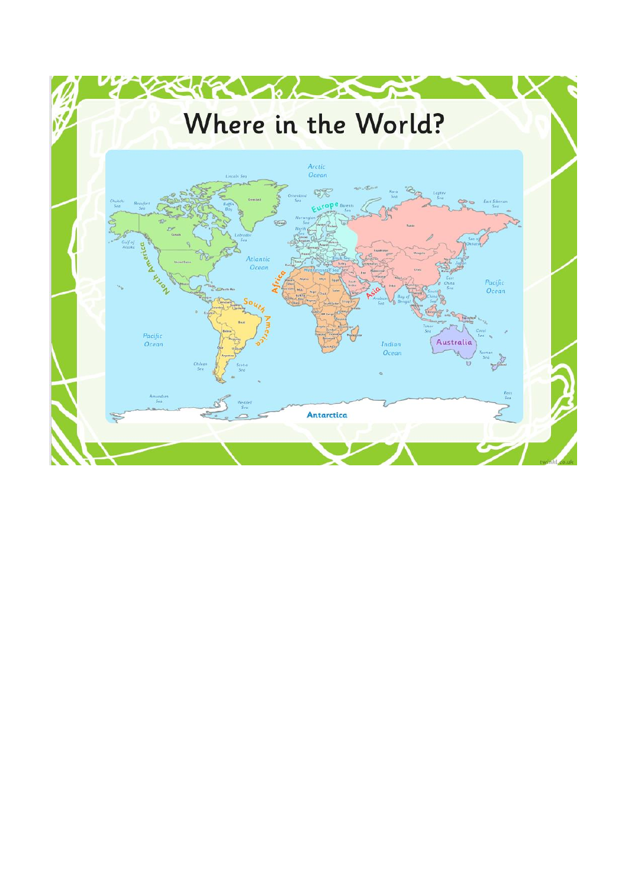# Where in the World?